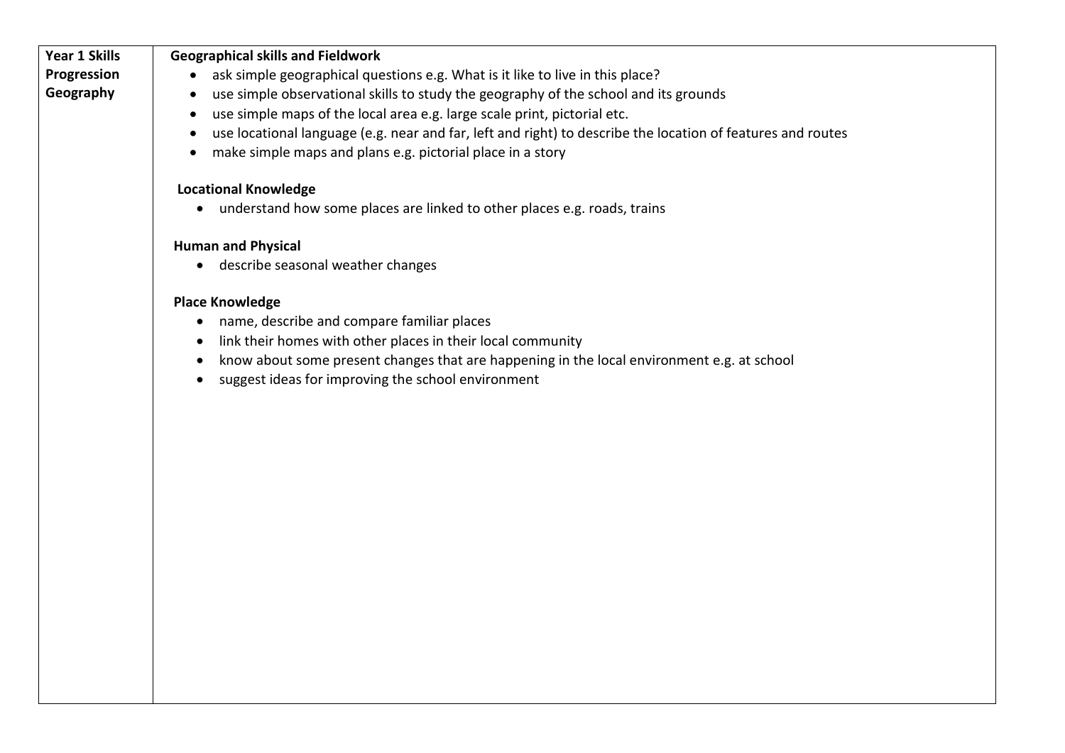| Year 1 Skills Progression Geography | **Geographical skills and Fieldwork**<br>• ask simple geographical questions e.g. What is it like to live in this place?<br>• use simple observational skills to study the geography of the school and its grounds<br>• use simple maps of the local area e.g. large scale print, pictorial etc.<br>• use locational language (e.g. near and far, left and right) to describe the location of features and routes<br>• make simple maps and plans e.g. pictorial place in a story<br><br>**Locational Knowledge**<br>• understand how some places are linked to other places e.g. roads, trains<br><br>**Human and Physical**<br>• describe seasonal weather changes<br><br>**Place Knowledge**<br>• name, describe and compare familiar places<br>• link their homes with other places in their local community<br>• know about some present changes that are happening in the local environment e.g. at school<br>• suggest ideas for improving the school environment |
|---|---|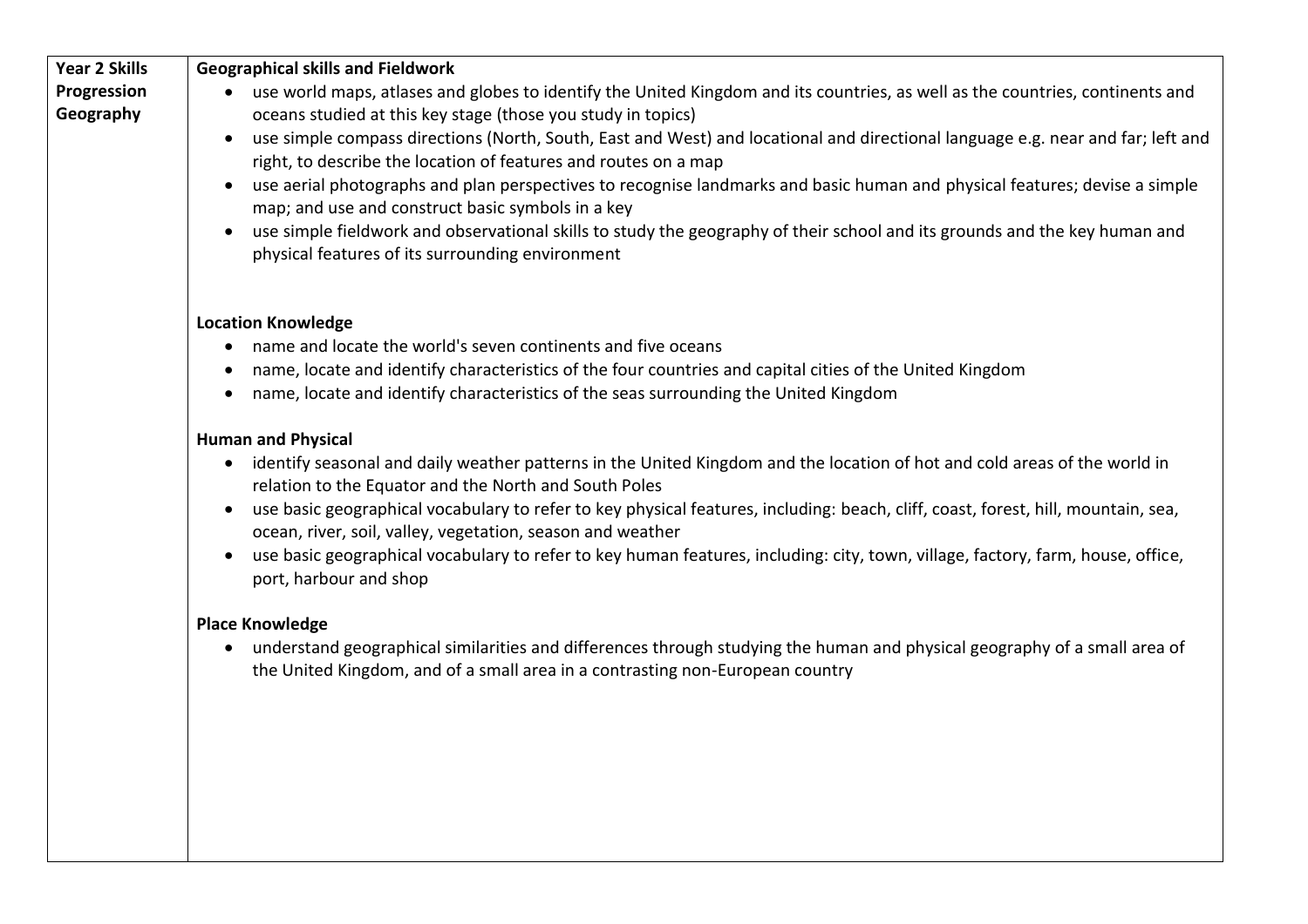| Year 2 Skills Progression Geography | **Geographical skills and Fieldwork**<br>• use world maps, atlases and globes to identify the United Kingdom and its countries, as well as the countries, continents and oceans studied at this key stage (those you study in topics)<br>• use simple compass directions (North, South, East and West) and locational and directional language e.g. near and far; left and right, to describe the location of features and routes on a map<br>• use aerial photographs and plan perspectives to recognise landmarks and basic human and physical features; devise a simple map; and use and construct basic symbols in a key<br>• use simple fieldwork and observational skills to study the geography of their school and its grounds and the key human and physical features of its surrounding environment<br><br>**Location Knowledge**<br>• name and locate the world's seven continents and five oceans<br>• name, locate and identify characteristics of the four countries and capital cities of the United Kingdom<br>• name, locate and identify characteristics of the seas surrounding the United Kingdom<br><br>**Human and Physical**<br>• identify seasonal and daily weather patterns in the United Kingdom and the location of hot and cold areas of the world in relation to the Equator and the North and South Poles<br>• use basic geographical vocabulary to refer to key physical features, including: beach, cliff, coast, forest, hill, mountain, sea, ocean, river, soil, valley, vegetation, season and weather<br>• use basic geographical vocabulary to refer to key human features, including: city, town, village, factory, farm, house, office, port, harbour and shop<br><br>**Place Knowledge**<br>• understand geographical similarities and differences through studying the human and physical geography of a small area of the United Kingdom, and of a small area in a contrasting non-European country |
|---|---|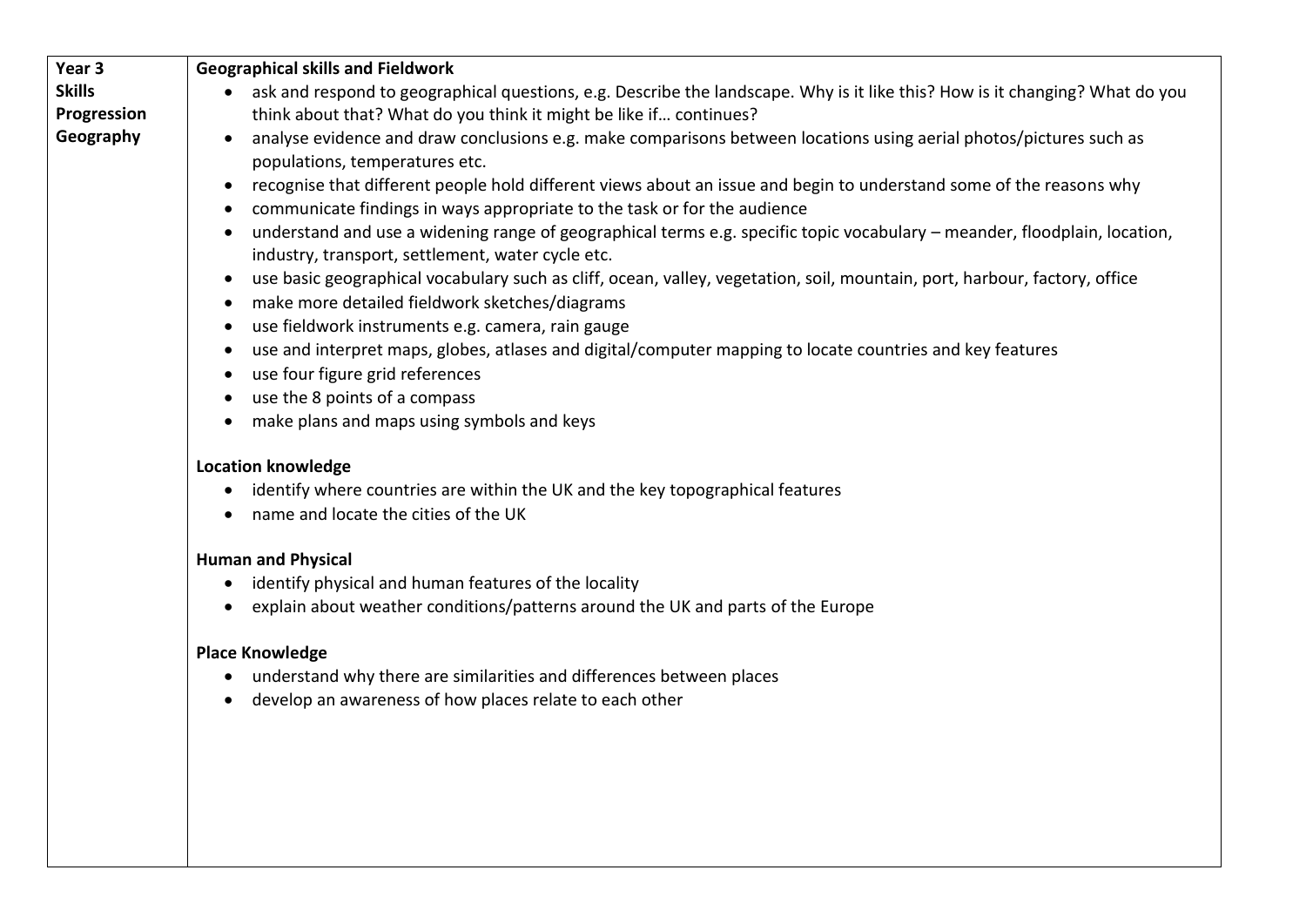| Year 3 Skills Progression Geography | **Geographical skills and Fieldwork**<br>• ask and respond to geographical questions, e.g. Describe the landscape. Why is it like this? How is it changing? What do you think about that? What do you think it might be like if… continues?<br>• analyse evidence and draw conclusions e.g. make comparisons between locations using aerial photos/pictures such as populations, temperatures etc.<br>• recognise that different people hold different views about an issue and begin to understand some of the reasons why<br>• communicate findings in ways appropriate to the task or for the audience<br>• understand and use a widening range of geographical terms e.g. specific topic vocabulary – meander, floodplain, location, industry, transport, settlement, water cycle etc.<br>• use basic geographical vocabulary such as cliff, ocean, valley, vegetation, soil, mountain, port, harbour, factory, office<br>• make more detailed fieldwork sketches/diagrams<br>• use fieldwork instruments e.g. camera, rain gauge<br>• use and interpret maps, globes, atlases and digital/computer mapping to locate countries and key features<br>• use four figure grid references<br>• use the 8 points of a compass<br>• make plans and maps using symbols and keys<br><br>**Location knowledge**<br>• identify where countries are within the UK and the key topographical features<br>• name and locate the cities of the UK<br><br>**Human and Physical**<br>• identify physical and human features of the locality<br>• explain about weather conditions/patterns around the UK and parts of the Europe<br><br>**Place Knowledge**<br>• understand why there are similarities and differences between places<br>• develop an awareness of how places relate to each other |
|---|---|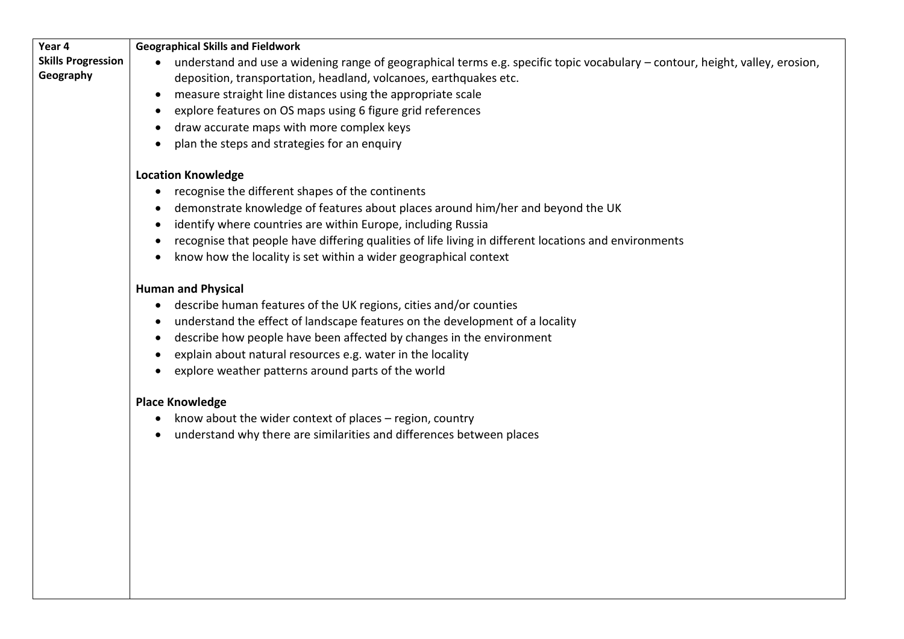| Year 4 Skills Progression Geography | |
|---|---|
| | **Geographical Skills and Fieldwork**<br>• understand and use a widening range of geographical terms e.g. specific topic vocabulary – contour, height, valley, erosion, deposition, transportation, headland, volcanoes, earthquakes etc.<br>• measure straight line distances using the appropriate scale<br>• explore features on OS maps using 6 figure grid references<br>• draw accurate maps with more complex keys<br>• plan the steps and strategies for an enquiry<br><br>**Location Knowledge**<br>• recognise the different shapes of the continents<br>• demonstrate knowledge of features about places around him/her and beyond the UK<br>• identify where countries are within Europe, including Russia<br>• recognise that people have differing qualities of life living in different locations and environments<br>• know how the locality is set within a wider geographical context<br><br>**Human and Physical**<br>• describe human features of the UK regions, cities and/or counties<br>• understand the effect of landscape features on the development of a locality<br>• describe how people have been affected by changes in the environment<br>• explain about natural resources e.g. water in the locality<br>• explore weather patterns around parts of the world<br><br>**Place Knowledge**<br>• know about the wider context of places – region, country<br>• understand why there are similarities and differences between places |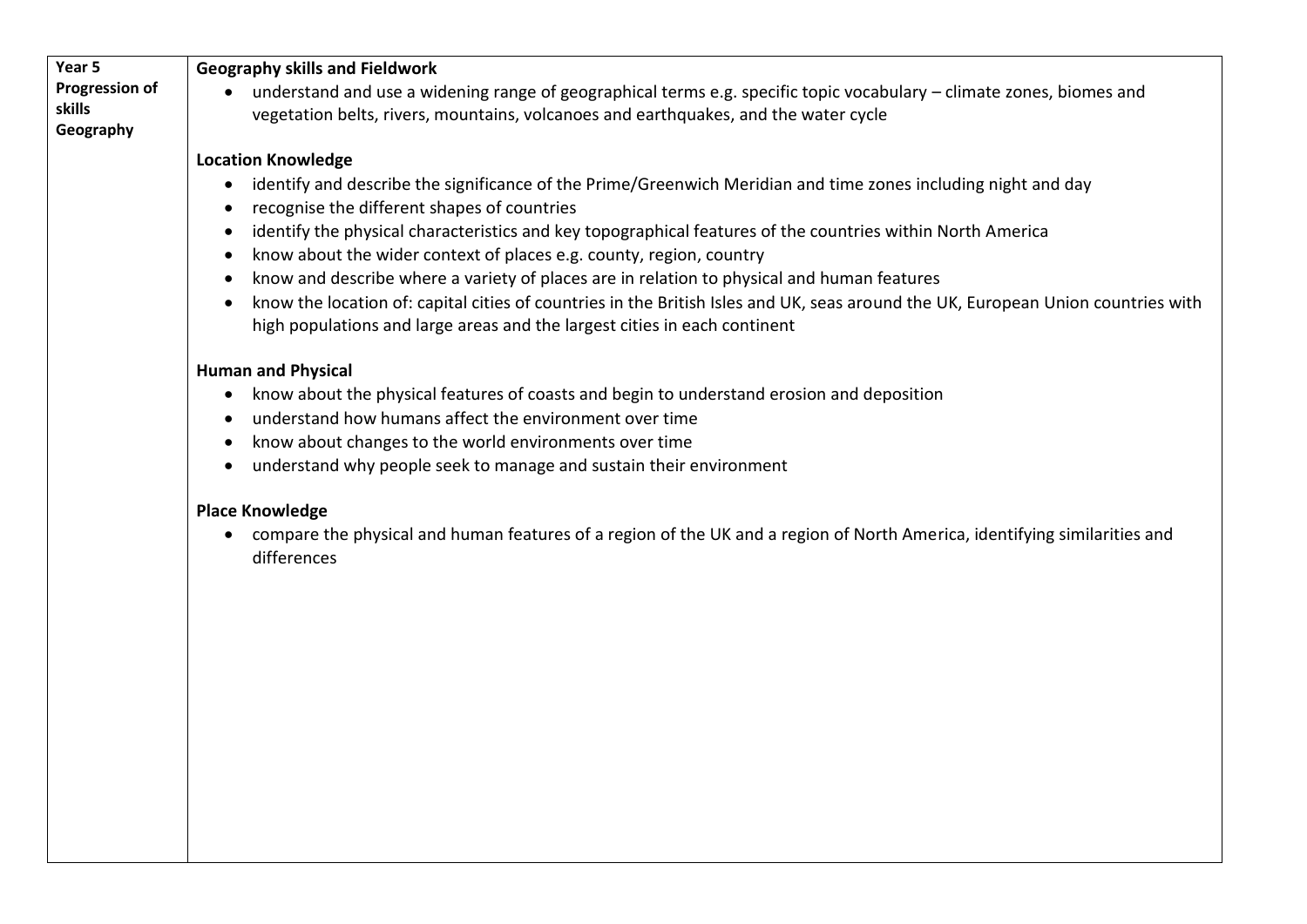| Year 5 Progression of skills Geography | **Geography skills and Fieldwork**<br>• understand and use a widening range of geographical terms e.g. specific topic vocabulary – climate zones, biomes and vegetation belts, rivers, mountains, volcanoes and earthquakes, and the water cycle<br><br>**Location Knowledge**<br>• identify and describe the significance of the Prime/Greenwich Meridian and time zones including night and day<br>• recognise the different shapes of countries<br>• identify the physical characteristics and key topographical features of the countries within North America<br>• know about the wider context of places e.g. county, region, country<br>• know and describe where a variety of places are in relation to physical and human features<br>• know the location of: capital cities of countries in the British Isles and UK, seas around the UK, European Union countries with high populations and large areas and the largest cities in each continent<br><br>**Human and Physical**<br>• know about the physical features of coasts and begin to understand erosion and deposition<br>• understand how humans affect the environment over time<br>• know about changes to the world environments over time<br>• understand why people seek to manage and sustain their environment<br><br>**Place Knowledge**<br>• compare the physical and human features of a region of the UK and a region of North America, identifying similarities and differences |
|---|---|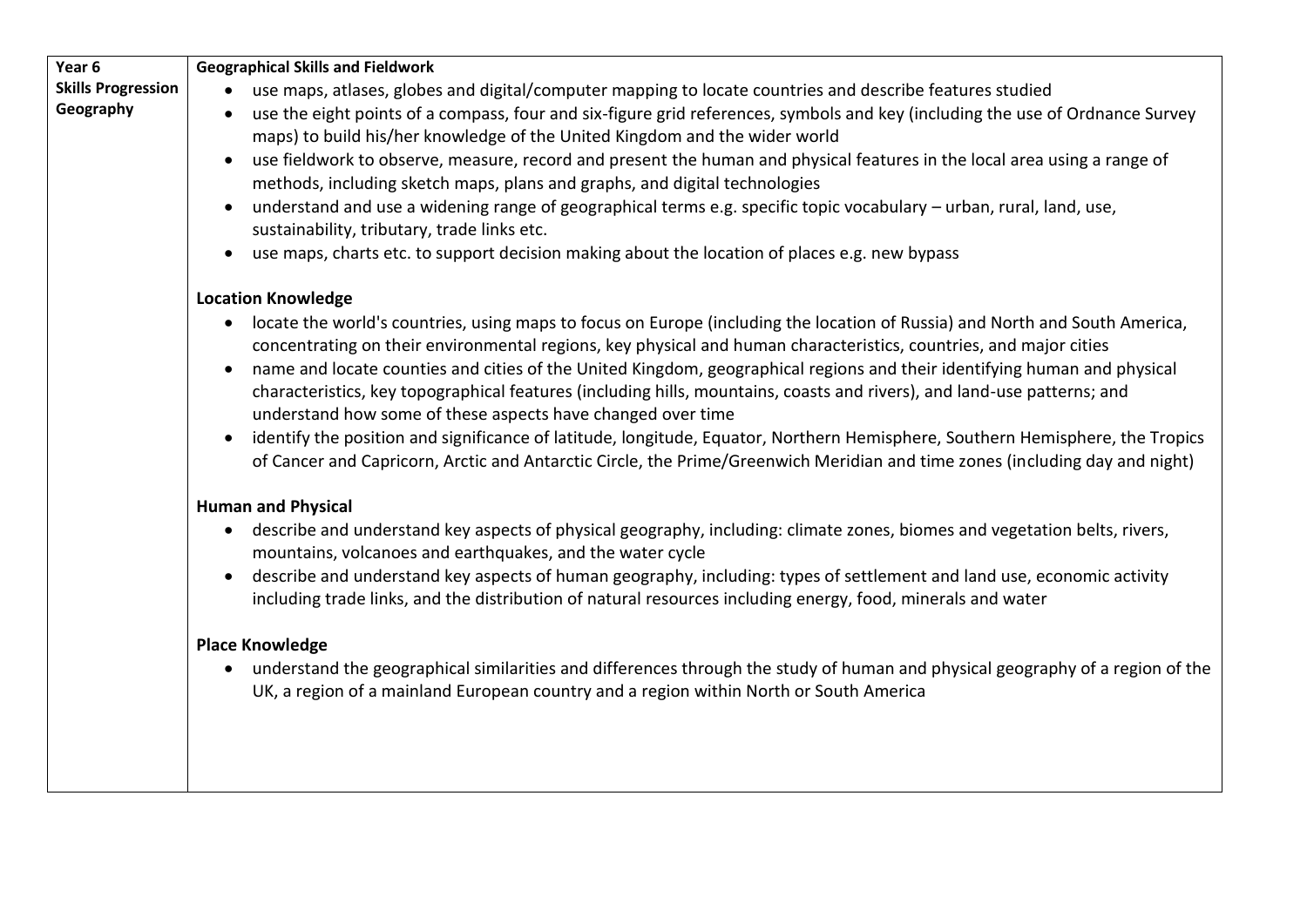| | |
|---|---|
| **Year 6 Skills Progression Geography** | **Geographical Skills and Fieldwork**<br>• use maps, atlases, globes and digital/computer mapping to locate countries and describe features studied<br>• use the eight points of a compass, four and six-figure grid references, symbols and key (including the use of Ordnance Survey maps) to build his/her knowledge of the United Kingdom and the wider world<br>• use fieldwork to observe, measure, record and present the human and physical features in the local area using a range of methods, including sketch maps, plans and graphs, and digital technologies<br>• understand and use a widening range of geographical terms e.g. specific topic vocabulary – urban, rural, land, use, sustainability, tributary, trade links etc.<br>• use maps, charts etc. to support decision making about the location of places e.g. new bypass<br><br>**Location Knowledge**<br>• locate the world's countries, using maps to focus on Europe (including the location of Russia) and North and South America, concentrating on their environmental regions, key physical and human characteristics, countries, and major cities<br>• name and locate counties and cities of the United Kingdom, geographical regions and their identifying human and physical characteristics, key topographical features (including hills, mountains, coasts and rivers), and land-use patterns; and understand how some of these aspects have changed over time<br>• identify the position and significance of latitude, longitude, Equator, Northern Hemisphere, Southern Hemisphere, the Tropics of Cancer and Capricorn, Arctic and Antarctic Circle, the Prime/Greenwich Meridian and time zones (including day and night)<br><br>**Human and Physical**<br>• describe and understand key aspects of physical geography, including: climate zones, biomes and vegetation belts, rivers, mountains, volcanoes and earthquakes, and the water cycle<br>• describe and understand key aspects of human geography, including: types of settlement and land use, economic activity including trade links, and the distribution of natural resources including energy, food, minerals and water<br><br>**Place Knowledge**<br>• understand the geographical similarities and differences through the study of human and physical geography of a region of the UK, a region of a mainland European country and a region within North or South America |